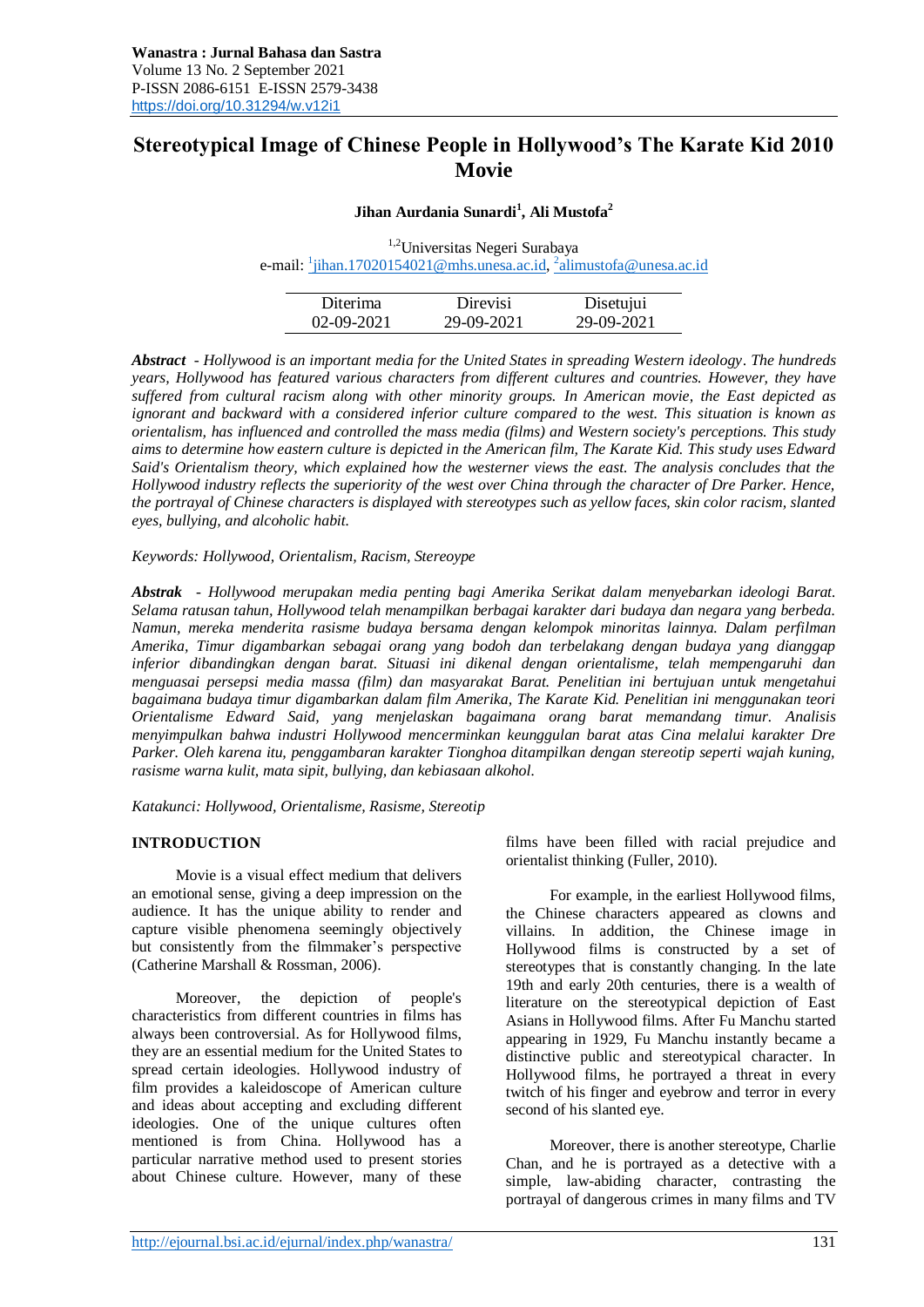# Stereotypical Image of Chinese People in Hollywood's The Karate Kid 2010 Movie

**Jihan Aurdania Sunardi[1], Ali Mustofa[2]**

[1,2]Universitas Negeri Surabaya
e-mail: [1]jihan.17020154021@mhs.unesa.ac.id, [2]alimustofa@unesa.ac.id

| Diterima | Direvisi | Disetujui |
|---|---|---|
| 02-09-2021 | 29-09-2021 | 29-09-2021 |

***Abstract*** *- Hollywood is an important media for the United States in spreading Western ideology. The hundreds years, Hollywood has featured various characters from different cultures and countries. However, they have suffered from cultural racism along with other minority groups. In American movie, the East depicted as ignorant and backward with a considered inferior culture compared to the west. This situation is known as orientalism, has influenced and controlled the mass media (films) and Western society's perceptions. This study aims to determine how eastern culture is depicted in the American film, The Karate Kid. This study uses Edward Said's Orientalism theory, which explained how the westerner views the east. The analysis concludes that the Hollywood industry reflects the superiority of the west over China through the character of Dre Parker. Hence, the portrayal of Chinese characters is displayed with stereotypes such as yellow faces, skin color racism, slanted eyes, bullying, and alcoholic habit.*

*Keywords: Hollywood, Orientalism, Racism, Stereoype*

***Abstrak*** *- Hollywood merupakan media penting bagi Amerika Serikat dalam menyebarkan ideologi Barat. Selama ratusan tahun, Hollywood telah menampilkan berbagai karakter dari budaya dan negara yang berbeda. Namun, mereka menderita rasisme budaya bersama dengan kelompok minoritas lainnya. Dalam perfilman Amerika, Timur digambarkan sebagai orang yang bodoh dan terbelakang dengan budaya yang dianggap inferior dibandingkan dengan barat. Situasi ini dikenal dengan orientalisme, telah mempengaruhi dan menguasai persepsi media massa (film) dan masyarakat Barat. Penelitian ini bertujuan untuk mengetahui bagaimana budaya timur digambarkan dalam film Amerika, The Karate Kid. Penelitian ini menggunakan teori Orientalisme Edward Said, yang menjelaskan bagaimana orang barat memandang timur. Analisis menyimpulkan bahwa industri Hollywood mencerminkan keunggulan barat atas Cina melalui karakter Dre Parker. Oleh karena itu, penggambaran karakter Tionghoa ditampilkan dengan stereotip seperti wajah kuning, rasisme warna kulit, mata sipit, bullying, dan kebiasaan alkohol.*

*Katakunci: Hollywood, Orientalisme, Rasisme, Stereotip*

## INTRODUCTION

Movie is a visual effect medium that delivers an emotional sense, giving a deep impression on the audience. It has the unique ability to render and capture visible phenomena seemingly objectively but consistently from the filmmaker's perspective (Catherine Marshall & Rossman, 2006).

Moreover, the depiction of people's characteristics from different countries in films has always been controversial. As for Hollywood films, they are an essential medium for the United States to spread certain ideologies. Hollywood industry of film provides a kaleidoscope of American culture and ideas about accepting and excluding different ideologies. One of the unique cultures often mentioned is from China. Hollywood has a particular narrative method used to present stories about Chinese culture. However, many of these films have been filled with racial prejudice and orientalist thinking (Fuller, 2010).

For example, in the earliest Hollywood films, the Chinese characters appeared as clowns and villains. In addition, the Chinese image in Hollywood films is constructed by a set of stereotypes that is constantly changing. In the late 19th and early 20th centuries, there is a wealth of literature on the stereotypical depiction of East Asians in Hollywood films. After Fu Manchu started appearing in 1929, Fu Manchu instantly became a distinctive public and stereotypical character. In Hollywood films, he portrayed a threat in every twitch of his finger and eyebrow and terror in every second of his slanted eye.

Moreover, there is another stereotype, Charlie Chan, and he is portrayed as a detective with a simple, law-abiding character, contrasting the portrayal of dangerous crimes in many films and TV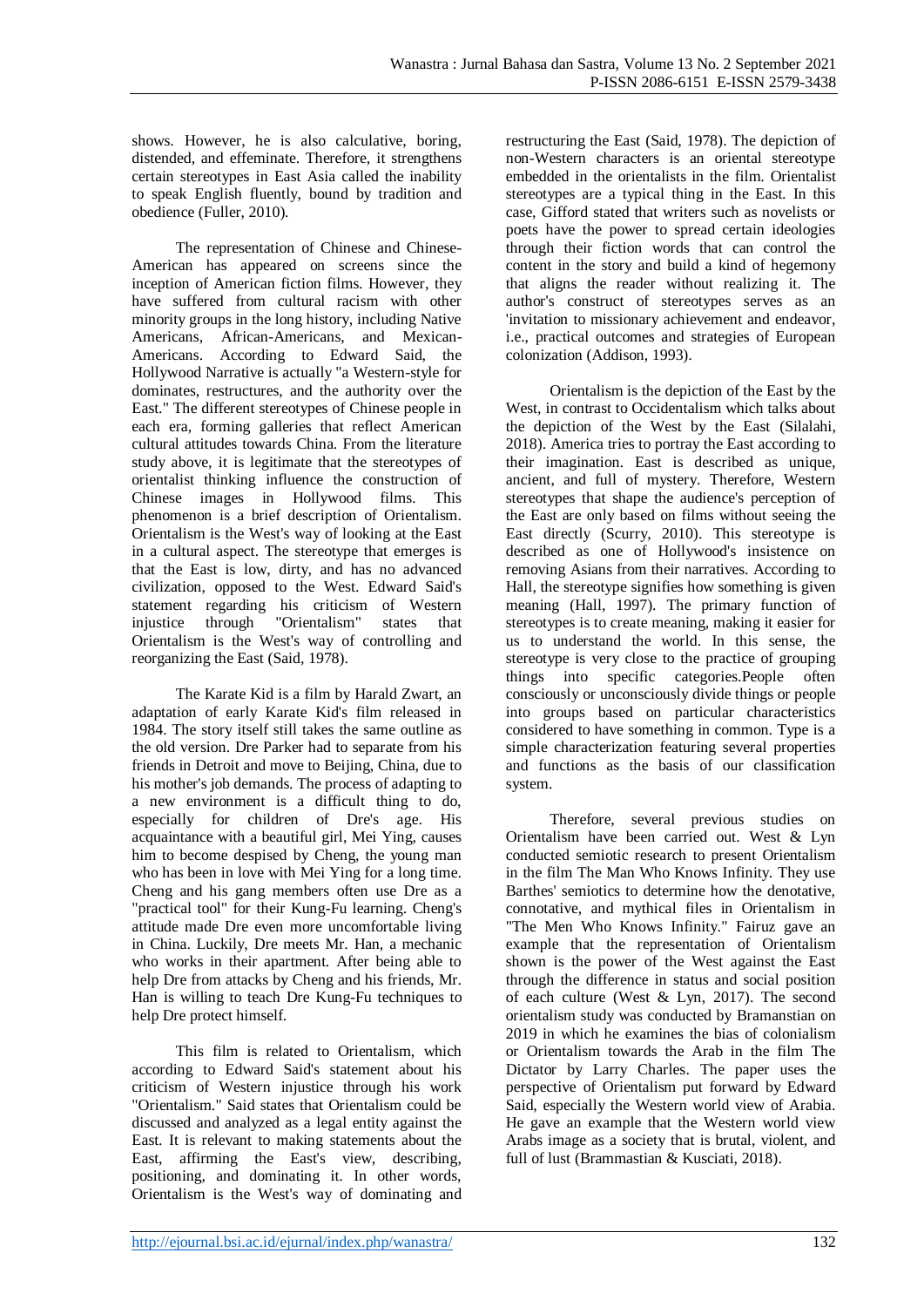shows. However, he is also calculative, boring, distended, and effeminate. Therefore, it strengthens certain stereotypes in East Asia called the inability to speak English fluently, bound by tradition and obedience (Fuller, 2010).

The representation of Chinese and Chinese-American has appeared on screens since the inception of American fiction films. However, they have suffered from cultural racism with other minority groups in the long history, including Native Americans, African-Americans, and Mexican-Americans. According to Edward Said, the Hollywood Narrative is actually "a Western-style for dominates, restructures, and the authority over the East." The different stereotypes of Chinese people in each era, forming galleries that reflect American cultural attitudes towards China. From the literature study above, it is legitimate that the stereotypes of orientalist thinking influence the construction of Chinese images in Hollywood films. This phenomenon is a brief description of Orientalism. Orientalism is the West's way of looking at the East in a cultural aspect. The stereotype that emerges is that the East is low, dirty, and has no advanced civilization, opposed to the West. Edward Said's statement regarding his criticism of Western injustice through "Orientalism" states that Orientalism is the West's way of controlling and reorganizing the East (Said, 1978).

The Karate Kid is a film by Harald Zwart, an adaptation of early Karate Kid's film released in 1984. The story itself still takes the same outline as the old version. Dre Parker had to separate from his friends in Detroit and move to Beijing, China, due to his mother's job demands. The process of adapting to a new environment is a difficult thing to do, especially for children of Dre's age. His acquaintance with a beautiful girl, Mei Ying, causes him to become despised by Cheng, the young man who has been in love with Mei Ying for a long time. Cheng and his gang members often use Dre as a "practical tool" for their Kung-Fu learning. Cheng's attitude made Dre even more uncomfortable living in China. Luckily, Dre meets Mr. Han, a mechanic who works in their apartment. After being able to help Dre from attacks by Cheng and his friends, Mr. Han is willing to teach Dre Kung-Fu techniques to help Dre protect himself.

This film is related to Orientalism, which according to Edward Said's statement about his criticism of Western injustice through his work "Orientalism." Said states that Orientalism could be discussed and analyzed as a legal entity against the East. It is relevant to making statements about the East, affirming the East's view, describing, positioning, and dominating it. In other words, Orientalism is the West's way of dominating and restructuring the East (Said, 1978). The depiction of non-Western characters is an oriental stereotype embedded in the orientalists in the film. Orientalist stereotypes are a typical thing in the East. In this case, Gifford stated that writers such as novelists or poets have the power to spread certain ideologies through their fiction words that can control the content in the story and build a kind of hegemony that aligns the reader without realizing it. The author's construct of stereotypes serves as an 'invitation to missionary achievement and endeavor, i.e., practical outcomes and strategies of European colonization (Addison, 1993).

Orientalism is the depiction of the East by the West, in contrast to Occidentalism which talks about the depiction of the West by the East (Silalahi, 2018). America tries to portray the East according to their imagination. East is described as unique, ancient, and full of mystery. Therefore, Western stereotypes that shape the audience's perception of the East are only based on films without seeing the East directly (Scurry, 2010). This stereotype is described as one of Hollywood's insistence on removing Asians from their narratives. According to Hall, the stereotype signifies how something is given meaning (Hall, 1997). The primary function of stereotypes is to create meaning, making it easier for us to understand the world. In this sense, the stereotype is very close to the practice of grouping things into specific categories.People often consciously or unconsciously divide things or people into groups based on particular characteristics considered to have something in common. Type is a simple characterization featuring several properties and functions as the basis of our classification system.

Therefore, several previous studies on Orientalism have been carried out. West & Lyn conducted semiotic research to present Orientalism in the film The Man Who Knows Infinity. They use Barthes' semiotics to determine how the denotative, connotative, and mythical files in Orientalism in "The Men Who Knows Infinity." Fairuz gave an example that the representation of Orientalism shown is the power of the West against the East through the difference in status and social position of each culture (West & Lyn, 2017). The second orientalism study was conducted by Bramanstian on 2019 in which he examines the bias of colonialism or Orientalism towards the Arab in the film The Dictator by Larry Charles. The paper uses the perspective of Orientalism put forward by Edward Said, especially the Western world view of Arabia. He gave an example that the Western world view Arabs image as a society that is brutal, violent, and full of lust (Brammastian & Kusciati, 2018).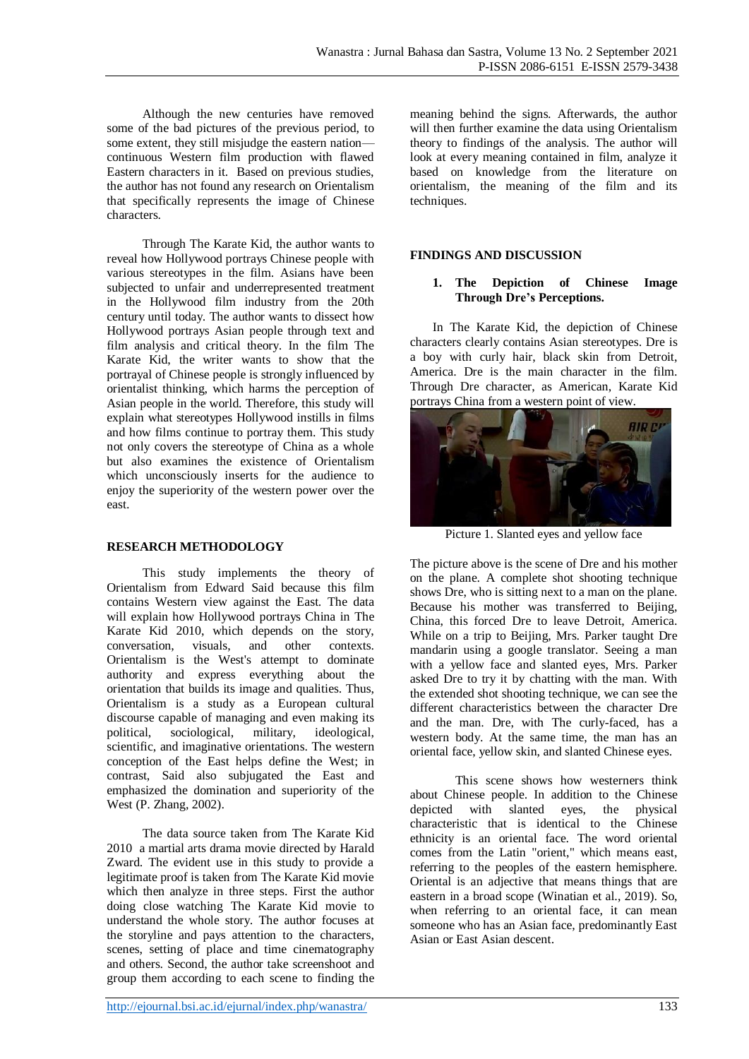Although the new centuries have removed some of the bad pictures of the previous period, to some extent, they still misjudge the eastern nation—continuous Western film production with flawed Eastern characters in it. Based on previous studies, the author has not found any research on Orientalism that specifically represents the image of Chinese characters.

Through The Karate Kid, the author wants to reveal how Hollywood portrays Chinese people with various stereotypes in the film. Asians have been subjected to unfair and underrepresented treatment in the Hollywood film industry from the 20th century until today. The author wants to dissect how Hollywood portrays Asian people through text and film analysis and critical theory. In the film The Karate Kid, the writer wants to show that the portrayal of Chinese people is strongly influenced by orientalist thinking, which harms the perception of Asian people in the world. Therefore, this study will explain what stereotypes Hollywood instills in films and how films continue to portray them. This study not only covers the stereotype of China as a whole but also examines the existence of Orientalism which unconsciously inserts for the audience to enjoy the superiority of the western power over the east.

## RESEARCH METHODOLOGY

This study implements the theory of Orientalism from Edward Said because this film contains Western view against the East. The data will explain how Hollywood portrays China in The Karate Kid 2010, which depends on the story, conversation, visuals, and other contexts. Orientalism is the West's attempt to dominate authority and express everything about the orientation that builds its image and qualities. Thus, Orientalism is a study as a European cultural discourse capable of managing and even making its political, sociological, military, ideological, scientific, and imaginative orientations. The western conception of the East helps define the West; in contrast, Said also subjugated the East and emphasized the domination and superiority of the West (P. Zhang, 2002).

The data source taken from The Karate Kid 2010 a martial arts drama movie directed by Harald Zward. The evident use in this study to provide a legitimate proof is taken from The Karate Kid movie which then analyze in three steps. First the author doing close watching The Karate Kid movie to understand the whole story. The author focuses at the storyline and pays attention to the characters, scenes, setting of place and time cinematography and others. Second, the author take screenshoot and group them according to each scene to finding the meaning behind the signs. Afterwards, the author will then further examine the data using Orientalism theory to findings of the analysis. The author will look at every meaning contained in film, analyze it based on knowledge from the literature on orientalism, the meaning of the film and its techniques.

## FINDINGS AND DISCUSSION

### 1. The Depiction of Chinese Image Through Dre's Perceptions.

In The Karate Kid, the depiction of Chinese characters clearly contains Asian stereotypes. Dre is a boy with curly hair, black skin from Detroit, America. Dre is the main character in the film. Through Dre character, as American, Karate Kid portrays China from a western point of view.

Picture 1. Slanted eyes and yellow face

The picture above is the scene of Dre and his mother on the plane. A complete shot shooting technique shows Dre, who is sitting next to a man on the plane. Because his mother was transferred to Beijing, China, this forced Dre to leave Detroit, America. While on a trip to Beijing, Mrs. Parker taught Dre mandarin using a google translator. Seeing a man with a yellow face and slanted eyes, Mrs. Parker asked Dre to try it by chatting with the man. With the extended shot shooting technique, we can see the different characteristics between the character Dre and the man. Dre, with The curly-faced, has a western body. At the same time, the man has an oriental face, yellow skin, and slanted Chinese eyes.

This scene shows how westerners think about Chinese people. In addition to the Chinese depicted with slanted eyes, the physical characteristic that is identical to the Chinese ethnicity is an oriental face. The word oriental comes from the Latin "orient," which means east, referring to the peoples of the eastern hemisphere. Oriental is an adjective that means things that are eastern in a broad scope (Winatian et al., 2019). So, when referring to an oriental face, it can mean someone who has an Asian face, predominantly East Asian or East Asian descent.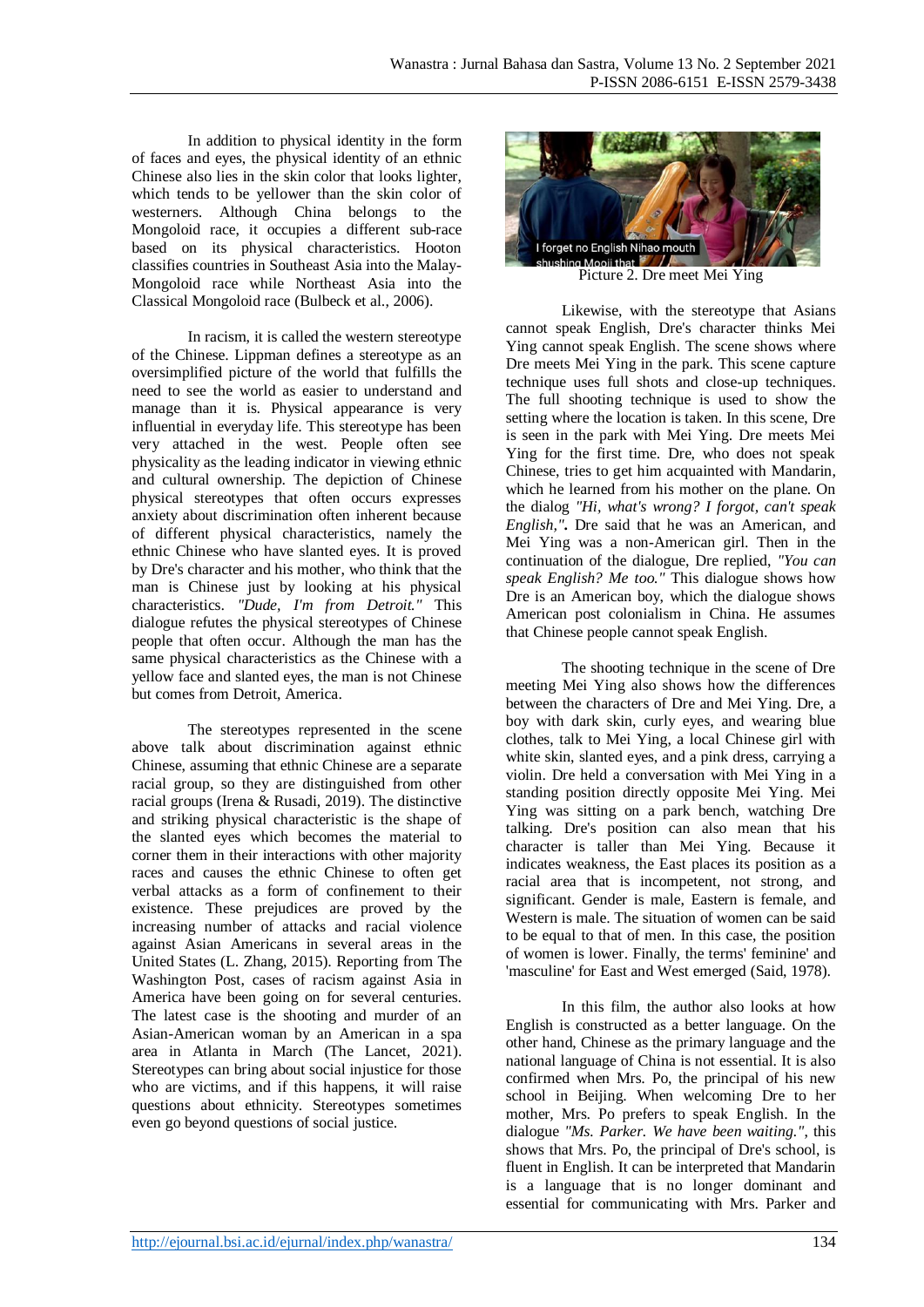In addition to physical identity in the form of faces and eyes, the physical identity of an ethnic Chinese also lies in the skin color that looks lighter, which tends to be yellower than the skin color of westerners. Although China belongs to the Mongoloid race, it occupies a different sub-race based on its physical characteristics. Hooton classifies countries in Southeast Asia into the Malay-Mongoloid race while Northeast Asia into the Classical Mongoloid race (Bulbeck et al., 2006).

In racism, it is called the western stereotype of the Chinese. Lippman defines a stereotype as an oversimplified picture of the world that fulfills the need to see the world as easier to understand and manage than it is. Physical appearance is very influential in everyday life. This stereotype has been very attached in the west. People often see physicality as the leading indicator in viewing ethnic and cultural ownership. The depiction of Chinese physical stereotypes that often occurs expresses anxiety about discrimination often inherent because of different physical characteristics, namely the ethnic Chinese who have slanted eyes. It is proved by Dre's character and his mother, who think that the man is Chinese just by looking at his physical characteristics. *"Dude, I'm from Detroit."* This dialogue refutes the physical stereotypes of Chinese people that often occur. Although the man has the same physical characteristics as the Chinese with a yellow face and slanted eyes, the man is not Chinese but comes from Detroit, America.

The stereotypes represented in the scene above talk about discrimination against ethnic Chinese, assuming that ethnic Chinese are a separate racial group, so they are distinguished from other racial groups (Irena & Rusadi, 2019). The distinctive and striking physical characteristic is the shape of the slanted eyes which becomes the material to corner them in their interactions with other majority races and causes the ethnic Chinese to often get verbal attacks as a form of confinement to their existence. These prejudices are proved by the increasing number of attacks and racial violence against Asian Americans in several areas in the United States (L. Zhang, 2015). Reporting from The Washington Post, cases of racism against Asia in America have been going on for several centuries. The latest case is the shooting and murder of an Asian-American woman by an American in a spa area in Atlanta in March (The Lancet, 2021). Stereotypes can bring about social injustice for those who are victims, and if this happens, it will raise questions about ethnicity. Stereotypes sometimes even go beyond questions of social justice.

Picture 2. Dre meet Mei Ying

Likewise, with the stereotype that Asians cannot speak English, Dre's character thinks Mei Ying cannot speak English. The scene shows where Dre meets Mei Ying in the park. This scene capture technique uses full shots and close-up techniques. The full shooting technique is used to show the setting where the location is taken. In this scene, Dre is seen in the park with Mei Ying. Dre meets Mei Ying for the first time. Dre, who does not speak Chinese, tries to get him acquainted with Mandarin, which he learned from his mother on the plane. On the dialog *"Hi, what's wrong? I forgot, can't speak English,"*. Dre said that he was an American, and Mei Ying was a non-American girl. Then in the continuation of the dialogue, Dre replied, *"You can speak English? Me too."* This dialogue shows how Dre is an American boy, which the dialogue shows American post colonialism in China. He assumes that Chinese people cannot speak English.

The shooting technique in the scene of Dre meeting Mei Ying also shows how the differences between the characters of Dre and Mei Ying. Dre, a boy with dark skin, curly eyes, and wearing blue clothes, talk to Mei Ying, a local Chinese girl with white skin, slanted eyes, and a pink dress, carrying a violin. Dre held a conversation with Mei Ying in a standing position directly opposite Mei Ying. Mei Ying was sitting on a park bench, watching Dre talking. Dre's position can also mean that his character is taller than Mei Ying. Because it indicates weakness, the East places its position as a racial area that is incompetent, not strong, and significant. Gender is male, Eastern is female, and Western is male. The situation of women can be said to be equal to that of men. In this case, the position of women is lower. Finally, the terms' feminine' and 'masculine' for East and West emerged (Said, 1978).

In this film, the author also looks at how English is constructed as a better language. On the other hand, Chinese as the primary language and the national language of China is not essential. It is also confirmed when Mrs. Po, the principal of his new school in Beijing. When welcoming Dre to her mother, Mrs. Po prefers to speak English. In the dialogue *"Ms. Parker. We have been waiting."*, this shows that Mrs. Po, the principal of Dre's school, is fluent in English. It can be interpreted that Mandarin is a language that is no longer dominant and essential for communicating with Mrs. Parker and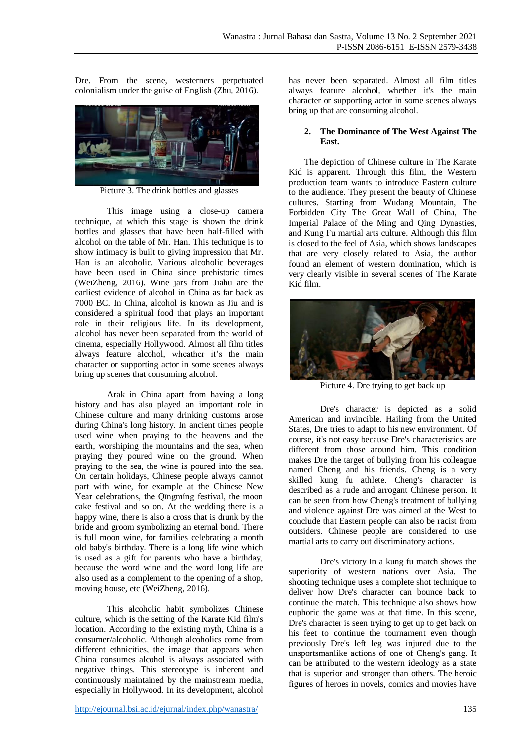Dre. From the scene, westerners perpetuated colonialism under the guise of English (Zhu, 2016).

Picture 3. The drink bottles and glasses

This image using a close-up camera technique, at which this stage is shown the drink bottles and glasses that have been half-filled with alcohol on the table of Mr. Han. This technique is to show intimacy is built to giving impression that Mr. Han is an alcoholic. Various alcoholic beverages have been used in China since prehistoric times (WeiZheng, 2016). Wine jars from Jiahu are the earliest evidence of alcohol in China as far back as 7000 BC. In China, alcohol is known as Jiu and is considered a spiritual food that plays an important role in their religious life. In its development, alcohol has never been separated from the world of cinema, especially Hollywood. Almost all film titles always feature alcohol, wheather it's the main character or supporting actor in some scenes always bring up scenes that consuming alcohol.

Arak in China apart from having a long history and has also played an important role in Chinese culture and many drinking customs arose during China's long history. In ancient times people used wine when praying to the heavens and the earth, worshiping the mountains and the sea, when praying they poured wine on the ground. When praying to the sea, the wine is poured into the sea. On certain holidays, Chinese people always cannot part with wine, for example at the Chinese New Year celebrations, the Qīngmíng festival, the moon cake festival and so on. At the wedding there is a happy wine, there is also a cross that is drunk by the bride and groom symbolizing an eternal bond. There is full moon wine, for families celebrating a month old baby's birthday. There is a long life wine which is used as a gift for parents who have a birthday, because the word wine and the word long life are also used as a complement to the opening of a shop, moving house, etc (WeiZheng, 2016).

This alcoholic habit symbolizes Chinese culture, which is the setting of the Karate Kid film's location. According to the existing myth, China is a consumer/alcoholic. Although alcoholics come from different ethnicities, the image that appears when China consumes alcohol is always associated with negative things. This stereotype is inherent and continuously maintained by the mainstream media, especially in Hollywood. In its development, alcohol has never been separated. Almost all film titles always feature alcohol, whether it's the main character or supporting actor in some scenes always bring up that are consuming alcohol.

**2. The Dominance of The West Against The East.**

The depiction of Chinese culture in The Karate Kid is apparent. Through this film, the Western production team wants to introduce Eastern culture to the audience. They present the beauty of Chinese cultures. Starting from Wudang Mountain, The Forbidden City The Great Wall of China, The Imperial Palace of the Ming and Qing Dynasties, and Kung Fu martial arts culture. Although this film is closed to the feel of Asia, which shows landscapes that are very closely related to Asia, the author found an element of western domination, which is very clearly visible in several scenes of The Karate Kid film.

Picture 4. Dre trying to get back up

Dre's character is depicted as a solid American and invincible. Hailing from the United States, Dre tries to adapt to his new environment. Of course, it's not easy because Dre's characteristics are different from those around him. This condition makes Dre the target of bullying from his colleague named Cheng and his friends. Cheng is a very skilled kung fu athlete. Cheng's character is described as a rude and arrogant Chinese person. It can be seen from how Cheng's treatment of bullying and violence against Dre was aimed at the West to conclude that Eastern people can also be racist from outsiders. Chinese people are considered to use martial arts to carry out discriminatory actions.

Dre's victory in a kung fu match shows the superiority of western nations over Asia. The shooting technique uses a complete shot technique to deliver how Dre's character can bounce back to continue the match. This technique also shows how euphoric the game was at that time. In this scene, Dre's character is seen trying to get up to get back on his feet to continue the tournament even though previously Dre's left leg was injured due to the unsportsmanlike actions of one of Cheng's gang. It can be attributed to the western ideology as a state that is superior and stronger than others. The heroic figures of heroes in novels, comics and movies have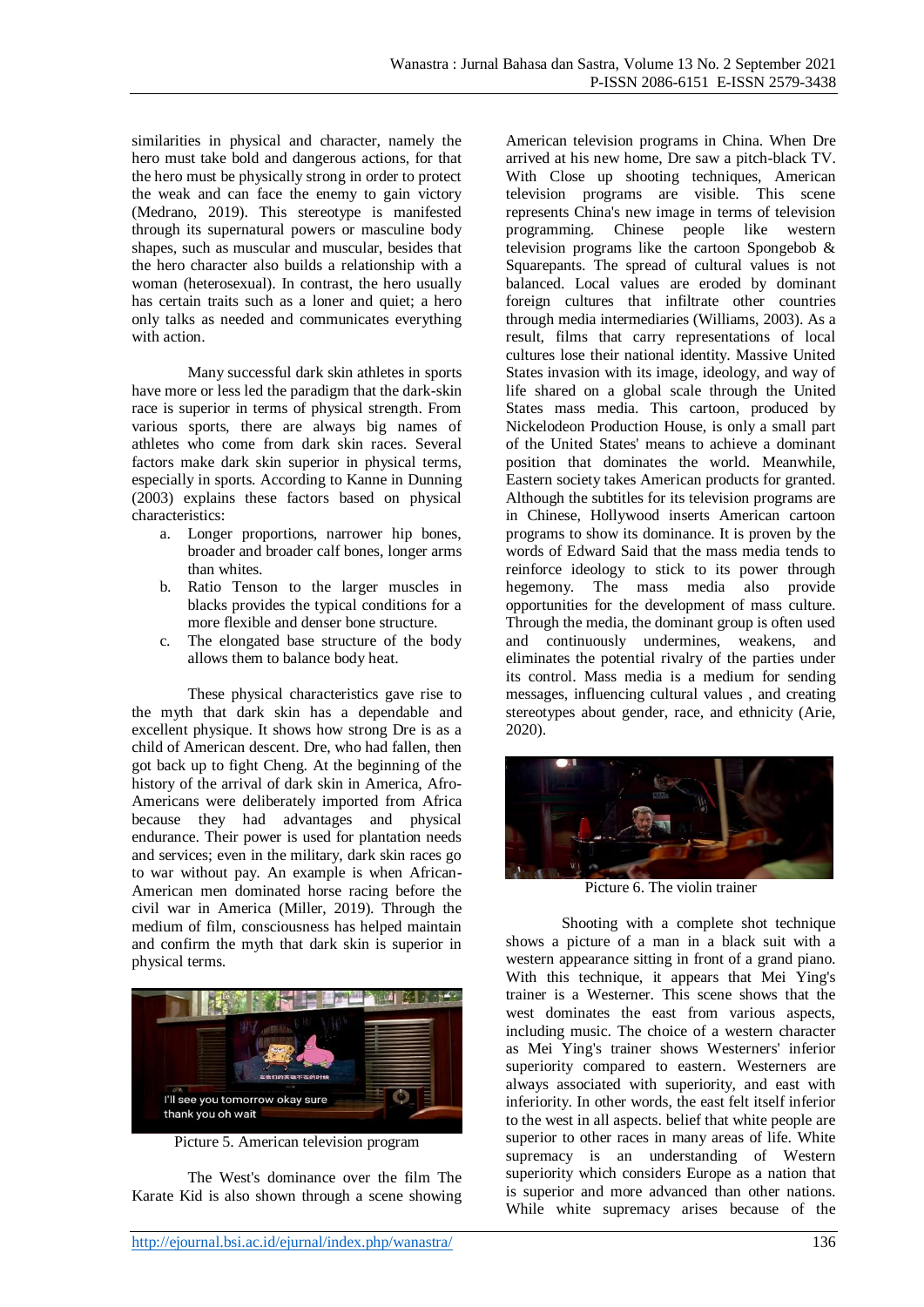similarities in physical and character, namely the hero must take bold and dangerous actions, for that the hero must be physically strong in order to protect the weak and can face the enemy to gain victory (Medrano, 2019). This stereotype is manifested through its supernatural powers or masculine body shapes, such as muscular and muscular, besides that the hero character also builds a relationship with a woman (heterosexual). In contrast, the hero usually has certain traits such as a loner and quiet; a hero only talks as needed and communicates everything with action.

Many successful dark skin athletes in sports have more or less led the paradigm that the dark-skin race is superior in terms of physical strength. From various sports, there are always big names of athletes who come from dark skin races. Several factors make dark skin superior in physical terms, especially in sports. According to Kanne in Dunning (2003) explains these factors based on physical characteristics:

a. Longer proportions, narrower hip bones, broader and broader calf bones, longer arms than whites.
b. Ratio Tenson to the larger muscles in blacks provides the typical conditions for a more flexible and denser bone structure.
c. The elongated base structure of the body allows them to balance body heat.

These physical characteristics gave rise to the myth that dark skin has a dependable and excellent physique. It shows how strong Dre is as a child of American descent. Dre, who had fallen, then got back up to fight Cheng. At the beginning of the history of the arrival of dark skin in America, Afro-Americans were deliberately imported from Africa because they had advantages and physical endurance. Their power is used for plantation needs and services; even in the military, dark skin races go to war without pay. An example is when African-American men dominated horse racing before the civil war in America (Miller, 2019). Through the medium of film, consciousness has helped maintain and confirm the myth that dark skin is superior in physical terms.

Picture 5. American television program

The West's dominance over the film The Karate Kid is also shown through a scene showing American television programs in China. When Dre arrived at his new home, Dre saw a pitch-black TV. With Close up shooting techniques, American television programs are visible. This scene represents China's new image in terms of television programming. Chinese people like western television programs like the cartoon Spongebob & Squarepants. The spread of cultural values is not balanced. Local values are eroded by dominant foreign cultures that infiltrate other countries through media intermediaries (Williams, 2003). As a result, films that carry representations of local cultures lose their national identity. Massive United States invasion with its image, ideology, and way of life shared on a global scale through the United States mass media. This cartoon, produced by Nickelodeon Production House, is only a small part of the United States' means to achieve a dominant position that dominates the world. Meanwhile, Eastern society takes American products for granted. Although the subtitles for its television programs are in Chinese, Hollywood inserts American cartoon programs to show its dominance. It is proven by the words of Edward Said that the mass media tends to reinforce ideology to stick to its power through hegemony. The mass media also provide opportunities for the development of mass culture. Through the media, the dominant group is often used and continuously undermines, weakens, and eliminates the potential rivalry of the parties under its control. Mass media is a medium for sending messages, influencing cultural values , and creating stereotypes about gender, race, and ethnicity (Arie, 2020).

Picture 6. The violin trainer

Shooting with a complete shot technique shows a picture of a man in a black suit with a western appearance sitting in front of a grand piano. With this technique, it appears that Mei Ying's trainer is a Westerner. This scene shows that the west dominates the east from various aspects, including music. The choice of a western character as Mei Ying's trainer shows Westerners' inferior superiority compared to eastern. Westerners are always associated with superiority, and east with inferiority. In other words, the east felt itself inferior to the west in all aspects. belief that white people are superior to other races in many areas of life. White supremacy is an understanding of Western superiority which considers Europe as a nation that is superior and more advanced than other nations. While white supremacy arises because of the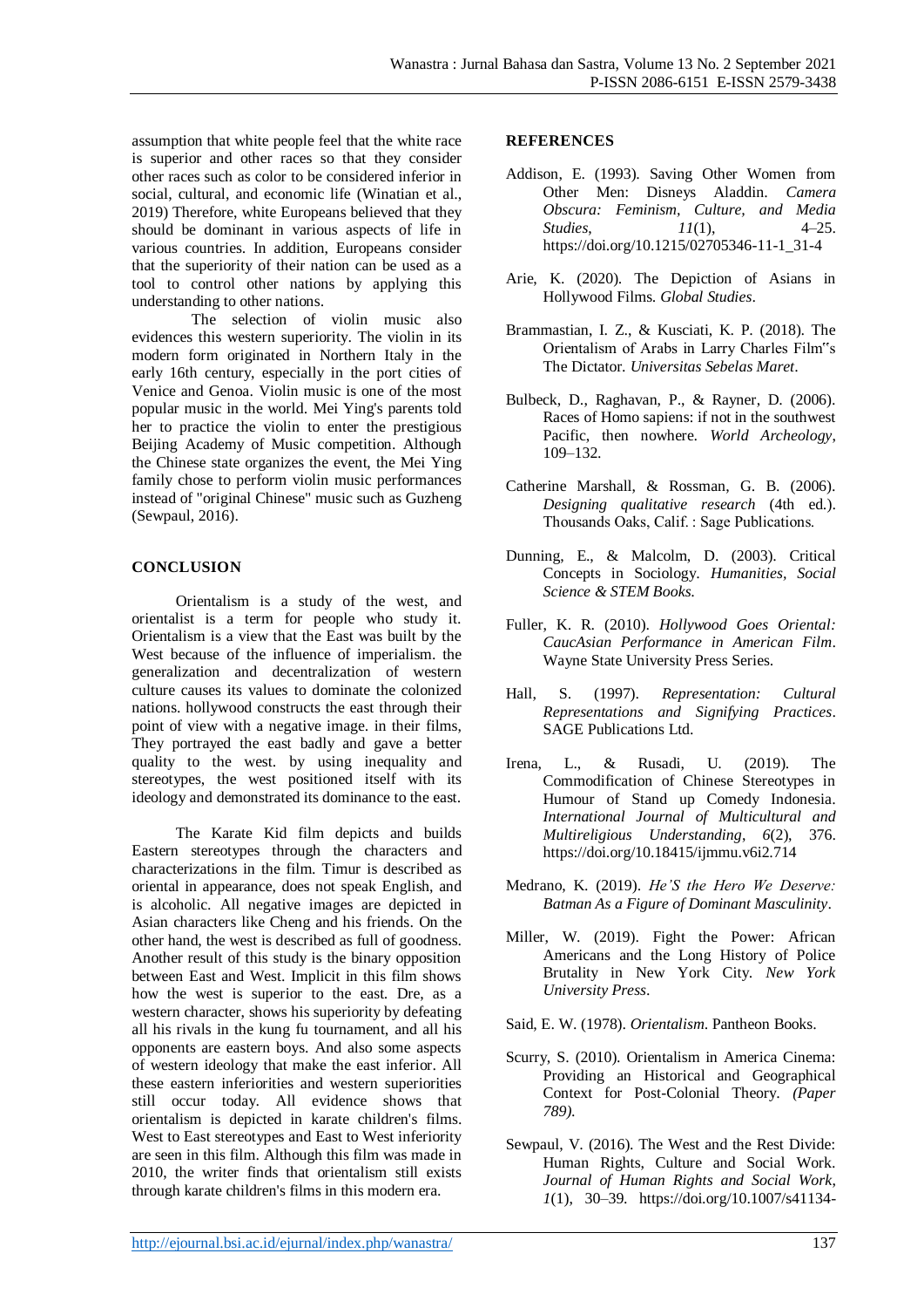assumption that white people feel that the white race is superior and other races so that they consider other races such as color to be considered inferior in social, cultural, and economic life (Winatian et al., 2019) Therefore, white Europeans believed that they should be dominant in various aspects of life in various countries. In addition, Europeans consider that the superiority of their nation can be used as a tool to control other nations by applying this understanding to other nations.

The selection of violin music also evidences this western superiority. The violin in its modern form originated in Northern Italy in the early 16th century, especially in the port cities of Venice and Genoa. Violin music is one of the most popular music in the world. Mei Ying's parents told her to practice the violin to enter the prestigious Beijing Academy of Music competition. Although the Chinese state organizes the event, the Mei Ying family chose to perform violin music performances instead of "original Chinese" music such as Guzheng (Sewpaul, 2016).

## CONCLUSION

Orientalism is a study of the west, and orientalist is a term for people who study it. Orientalism is a view that the East was built by the West because of the influence of imperialism. the generalization and decentralization of western culture causes its values to dominate the colonized nations. hollywood constructs the east through their point of view with a negative image. in their films, They portrayed the east badly and gave a better quality to the west. by using inequality and stereotypes, the west positioned itself with its ideology and demonstrated its dominance to the east.

The Karate Kid film depicts and builds Eastern stereotypes through the characters and characterizations in the film. Timur is described as oriental in appearance, does not speak English, and is alcoholic. All negative images are depicted in Asian characters like Cheng and his friends. On the other hand, the west is described as full of goodness. Another result of this study is the binary opposition between East and West. Implicit in this film shows how the west is superior to the east. Dre, as a western character, shows his superiority by defeating all his rivals in the kung fu tournament, and all his opponents are eastern boys. And also some aspects of western ideology that make the east inferior. All these eastern inferiorities and western superiorities still occur today. All evidence shows that orientalism is depicted in karate children's films. West to East stereotypes and East to West inferiority are seen in this film. Although this film was made in 2010, the writer finds that orientalism still exists through karate children's films in this modern era.

## REFERENCES

Addison, E. (1993). Saving Other Women from Other Men: Disneys Aladdin. *Camera Obscura: Feminism, Culture, and Media Studies*, *11*(1), 4–25. https://doi.org/10.1215/02705346-11-1_31-4

Arie, K. (2020). The Depiction of Asians in Hollywood Films. *Global Studies*.

Brammastian, I. Z., & Kusciati, K. P. (2018). The Orientalism of Arabs in Larry Charles Film"s The Dictator. *Universitas Sebelas Maret*.

Bulbeck, D., Raghavan, P., & Rayner, D. (2006). Races of Homo sapiens: if not in the southwest Pacific, then nowhere. *World Archeology*, 109–132.

Catherine Marshall, & Rossman, G. B. (2006). *Designing qualitative research* (4th ed.). Thousands Oaks, Calif. : Sage Publications.

Dunning, E., & Malcolm, D. (2003). Critical Concepts in Sociology. *Humanities, Social Science & STEM Books.*

Fuller, K. R. (2010). *Hollywood Goes Oriental: CaucAsian Performance in American Film*. Wayne State University Press Series.

Hall, S. (1997). *Representation: Cultural Representations and Signifying Practices*. SAGE Publications Ltd.

Irena, L., & Rusadi, U. (2019). The Commodification of Chinese Stereotypes in Humour of Stand up Comedy Indonesia. *International Journal of Multicultural and Multireligious Understanding*, *6*(2), 376. https://doi.org/10.18415/ijmmu.v6i2.714

Medrano, K. (2019). *He'S the Hero We Deserve: Batman As a Figure of Dominant Masculinity*.

Miller, W. (2019). Fight the Power: African Americans and the Long History of Police Brutality in New York City. *New York University Press*.

Said, E. W. (1978). *Orientalism*. Pantheon Books.

Scurry, S. (2010). Orientalism in America Cinema: Providing an Historical and Geographical Context for Post-Colonial Theory. *(Paper 789).*

Sewpaul, V. (2016). The West and the Rest Divide: Human Rights, Culture and Social Work. *Journal of Human Rights and Social Work*, *1*(1), 30–39. https://doi.org/10.1007/s41134-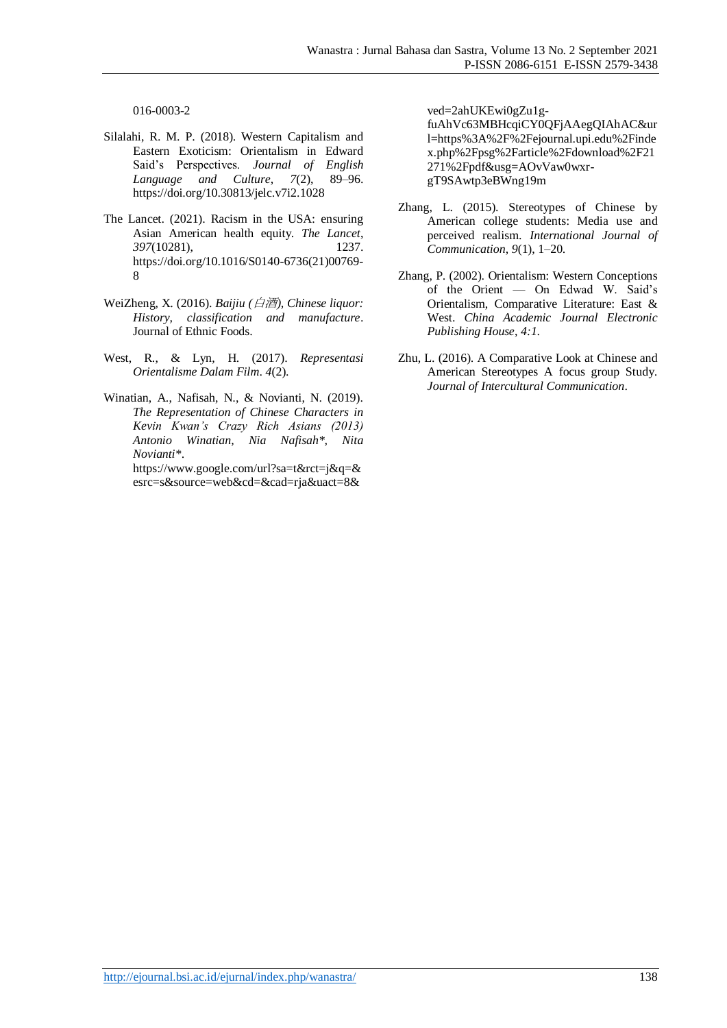016-0003-2

Silalahi, R. M. P. (2018). Western Capitalism and Eastern Exoticism: Orientalism in Edward Said's Perspectives. *Journal of English Language and Culture*, *7*(2), 89–96. https://doi.org/10.30813/jelc.v7i2.1028

The Lancet. (2021). Racism in the USA: ensuring Asian American health equity. *The Lancet*, *397*(10281), 1237. https://doi.org/10.1016/S0140-6736(21)00769-8

WeiZheng, X. (2016). *Baijiu (白酒), Chinese liquor: History, classification and manufacture*. Journal of Ethnic Foods.

West, R., & Lyn, H. (2017). *Representasi Orientalisme Dalam Film*. *4*(2).

Winatian, A., Nafisah, N., & Novianti, N. (2019). *The Representation of Chinese Characters in Kevin Kwan's Crazy Rich Asians (2013) Antonio Winatian, Nia Nafisah*, Nita Novianti**. https://www.google.com/url?sa=t&rct=j&q=&esrc=s&source=web&cd=&cad=rja&uact=8&ved=2ahUKEwi0gZu1g-fuAhVc63MBHcqiCY0QFjAAegQIAhAC&url=https%3A%2F%2Fejournal.upi.edu%2Findex.php%2Fpsg%2Farticle%2Fdownload%2F21271%2Fpdf&usg=AOvVaw0wxr-gT9SAwtp3eBWng19m

Zhang, L. (2015). Stereotypes of Chinese by American college students: Media use and perceived realism. *International Journal of Communication*, *9*(1), 1–20.

Zhang, P. (2002). Orientalism: Western Conceptions of the Orient — On Edwad W. Said's Orientalism, Comparative Literature: East & West. *China Academic Journal Electronic Publishing House*, *4:1*.

Zhu, L. (2016). A Comparative Look at Chinese and American Stereotypes A focus group Study. *Journal of Intercultural Communication*.